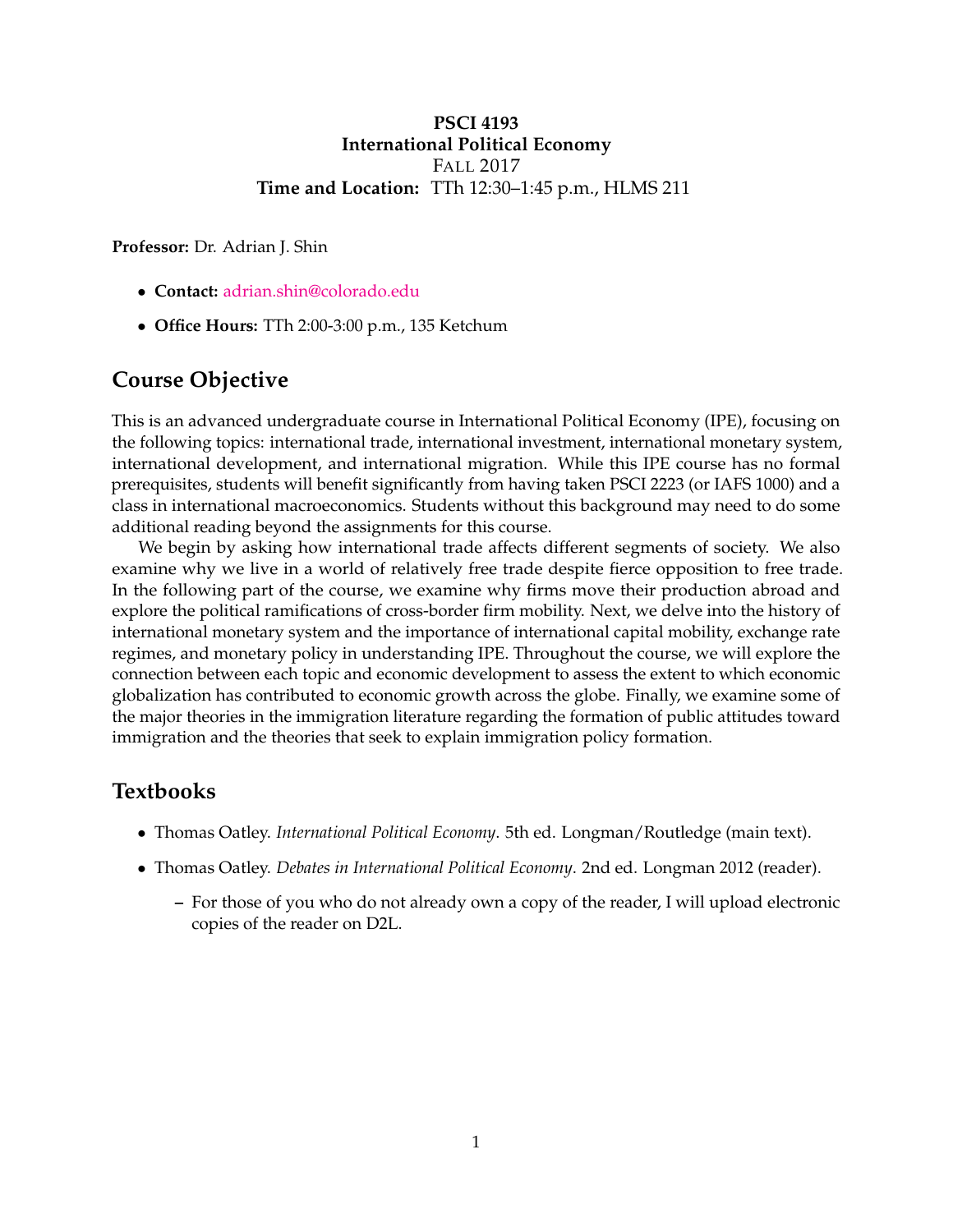**PSCI 4193**
**International Political Economy**
FALL 2017
**Time and Location:** TTh 12:30–1:45 p.m., HLMS 211

**Professor:** Dr. Adrian J. Shin

- **Contact:** adrian.shin@colorado.edu
- **Office Hours:** TTh 2:00-3:00 p.m., 135 Ketchum

## Course Objective

This is an advanced undergraduate course in International Political Economy (IPE), focusing on the following topics: international trade, international investment, international monetary system, international development, and international migration. While this IPE course has no formal prerequisites, students will benefit significantly from having taken PSCI 2223 (or IAFS 1000) and a class in international macroeconomics. Students without this background may need to do some additional reading beyond the assignments for this course.

We begin by asking how international trade affects different segments of society. We also examine why we live in a world of relatively free trade despite fierce opposition to free trade. In the following part of the course, we examine why firms move their production abroad and explore the political ramifications of cross-border firm mobility. Next, we delve into the history of international monetary system and the importance of international capital mobility, exchange rate regimes, and monetary policy in understanding IPE. Throughout the course, we will explore the connection between each topic and economic development to assess the extent to which economic globalization has contributed to economic growth across the globe. Finally, we examine some of the major theories in the immigration literature regarding the formation of public attitudes toward immigration and the theories that seek to explain immigration policy formation.

## Textbooks

- Thomas Oatley. *International Political Economy*. 5th ed. Longman/Routledge (main text).
- Thomas Oatley. *Debates in International Political Economy*. 2nd ed. Longman 2012 (reader).
  - For those of you who do not already own a copy of the reader, I will upload electronic copies of the reader on D2L.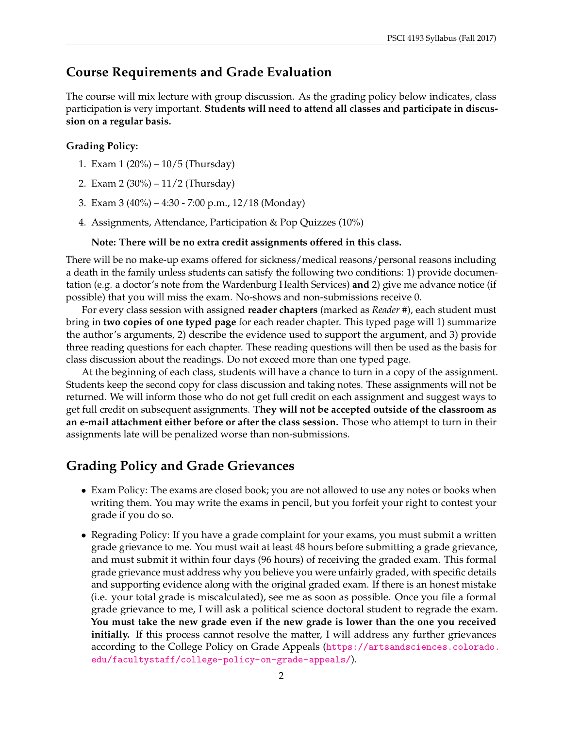## Course Requirements and Grade Evaluation

The course will mix lecture with group discussion. As the grading policy below indicates, class participation is very important. **Students will need to attend all classes and participate in discussion on a regular basis.**

**Grading Policy:**

1. Exam 1 (20%) – 10/5 (Thursday)
2. Exam 2 (30%) – 11/2 (Thursday)
3. Exam 3 (40%) – 4:30 - 7:00 p.m., 12/18 (Monday)
4. Assignments, Attendance, Participation & Pop Quizzes (10%)

**Note: There will be no extra credit assignments offered in this class.**

There will be no make-up exams offered for sickness/medical reasons/personal reasons including a death in the family unless students can satisfy the following two conditions: 1) provide documentation (e.g. a doctor's note from the Wardenburg Health Services) **and** 2) give me advance notice (if possible) that you will miss the exam. No-shows and non-submissions receive 0.

For every class session with assigned **reader chapters** (marked as *Reader #*), each student must bring in **two copies of one typed page** for each reader chapter. This typed page will 1) summarize the author's arguments, 2) describe the evidence used to support the argument, and 3) provide three reading questions for each chapter. These reading questions will then be used as the basis for class discussion about the readings. Do not exceed more than one typed page.

At the beginning of each class, students will have a chance to turn in a copy of the assignment. Students keep the second copy for class discussion and taking notes. These assignments will not be returned. We will inform those who do not get full credit on each assignment and suggest ways to get full credit on subsequent assignments. **They will not be accepted outside of the classroom as an e-mail attachment either before or after the class session.** Those who attempt to turn in their assignments late will be penalized worse than non-submissions.

## Grading Policy and Grade Grievances

- Exam Policy: The exams are closed book; you are not allowed to use any notes or books when writing them. You may write the exams in pencil, but you forfeit your right to contest your grade if you do so.
- Regrading Policy: If you have a grade complaint for your exams, you must submit a written grade grievance to me. You must wait at least 48 hours before submitting a grade grievance, and must submit it within four days (96 hours) of receiving the graded exam. This formal grade grievance must address why you believe you were unfairly graded, with specific details and supporting evidence along with the original graded exam. If there is an honest mistake (i.e. your total grade is miscalculated), see me as soon as possible. Once you file a formal grade grievance to me, I will ask a political science doctoral student to regrade the exam. **You must take the new grade even if the new grade is lower than the one you received initially.** If this process cannot resolve the matter, I will address any further grievances according to the College Policy on Grade Appeals (https://artsandsciences.colorado.edu/facultystaff/college-policy-on-grade-appeals/).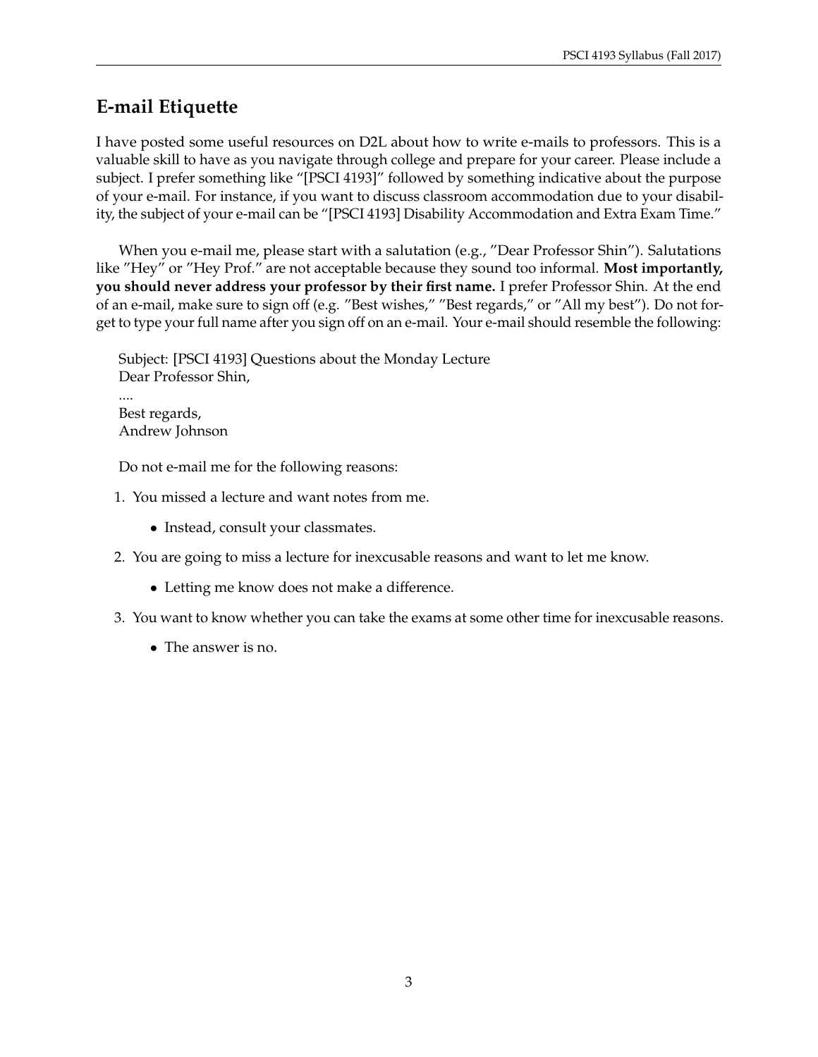## E-mail Etiquette

I have posted some useful resources on D2L about how to write e-mails to professors. This is a valuable skill to have as you navigate through college and prepare for your career. Please include a subject. I prefer something like "[PSCI 4193]" followed by something indicative about the purpose of your e-mail. For instance, if you want to discuss classroom accommodation due to your disability, the subject of your e-mail can be "[PSCI 4193] Disability Accommodation and Extra Exam Time."

When you e-mail me, please start with a salutation (e.g., "Dear Professor Shin"). Salutations like "Hey" or "Hey Prof." are not acceptable because they sound too informal. **Most importantly, you should never address your professor by their first name.** I prefer Professor Shin. At the end of an e-mail, make sure to sign off (e.g. "Best wishes," "Best regards," or "All my best"). Do not forget to type your full name after you sign off on an e-mail. Your e-mail should resemble the following:

Subject: [PSCI 4193] Questions about the Monday Lecture  
Dear Professor Shin,  
....  
Best regards,  
Andrew Johnson

Do not e-mail me for the following reasons:

1. You missed a lecture and want notes from me.
   - Instead, consult your classmates.
2. You are going to miss a lecture for inexcusable reasons and want to let me know.
   - Letting me know does not make a difference.
3. You want to know whether you can take the exams at some other time for inexcusable reasons.
   - The answer is no.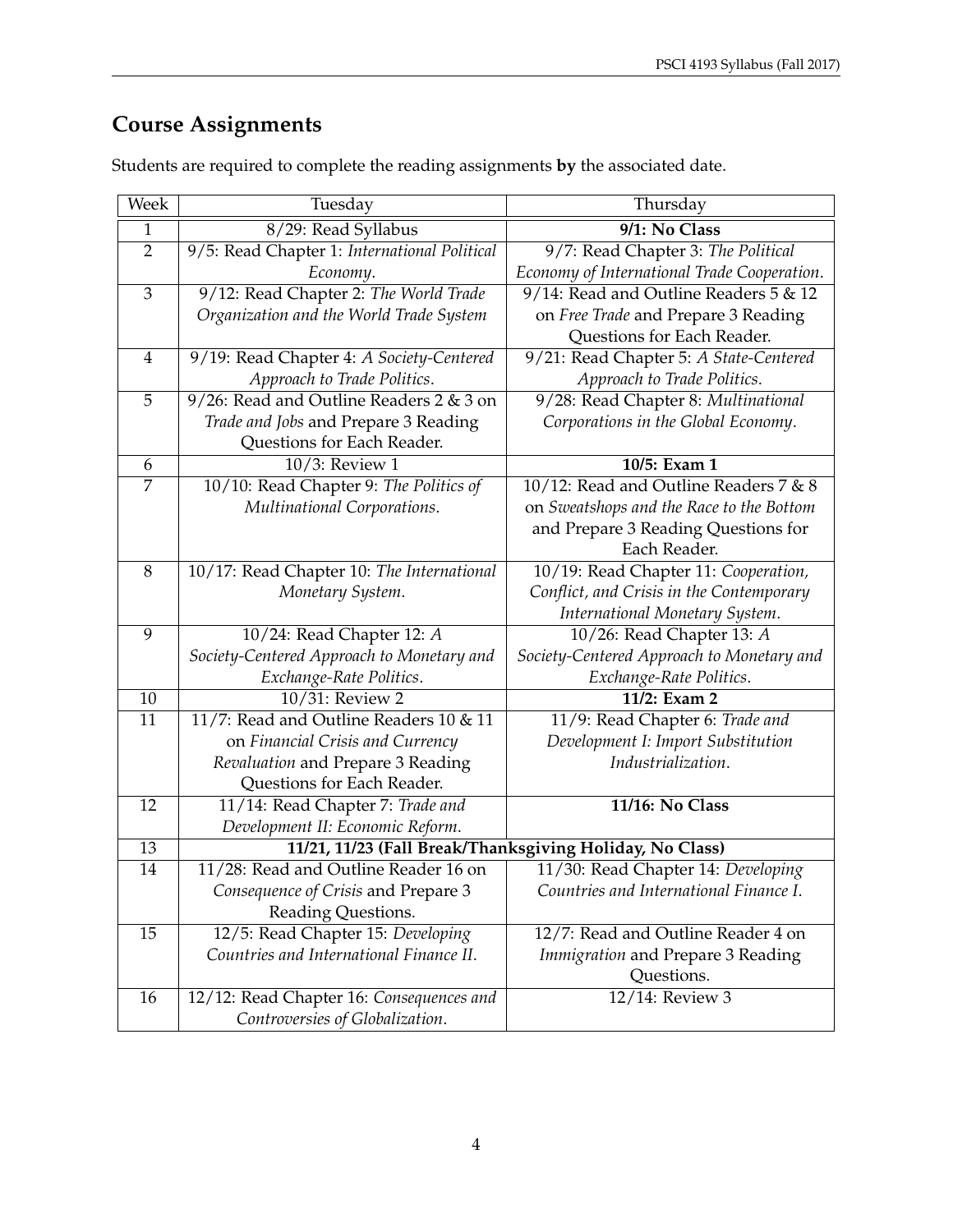## Course Assignments

Students are required to complete the reading assignments **by** the associated date.

| Week | Tuesday | Thursday |
|---|---|---|
| 1 | 8/29: Read Syllabus | **9/1: No Class** |
| 2 | 9/5: Read Chapter 1: *International Political Economy*. | 9/7: Read Chapter 3: *The Political Economy of International Trade Cooperation*. |
| 3 | 9/12: Read Chapter 2: *The World Trade Organization and the World Trade System* | 9/14: Read and Outline Readers 5 & 12 on *Free Trade* and Prepare 3 Reading Questions for Each Reader. |
| 4 | 9/19: Read Chapter 4: *A Society-Centered Approach to Trade Politics*. | 9/21: Read Chapter 5: *A State-Centered Approach to Trade Politics*. |
| 5 | 9/26: Read and Outline Readers 2 & 3 on *Trade and Jobs* and Prepare 3 Reading Questions for Each Reader. | 9/28: Read Chapter 8: *Multinational Corporations in the Global Economy*. |
| 6 | 10/3: Review 1 | **10/5: Exam 1** |
| 7 | 10/10: Read Chapter 9: *The Politics of Multinational Corporations*. | 10/12: Read and Outline Readers 7 & 8 on *Sweatshops and the Race to the Bottom* and Prepare 3 Reading Questions for Each Reader. |
| 8 | 10/17: Read Chapter 10: *The International Monetary System*. | 10/19: Read Chapter 11: *Cooperation, Conflict, and Crisis in the Contemporary International Monetary System*. |
| 9 | 10/24: Read Chapter 12: *A Society-Centered Approach to Monetary and Exchange-Rate Politics*. | 10/26: Read Chapter 13: *A Society-Centered Approach to Monetary and Exchange-Rate Politics*. |
| 10 | 10/31: Review 2 | **11/2: Exam 2** |
| 11 | 11/7: Read and Outline Readers 10 & 11 on *Financial Crisis and Currency Revaluation* and Prepare 3 Reading Questions for Each Reader. | 11/9: Read Chapter 6: *Trade and Development I: Import Substitution Industrialization*. |
| 12 | 11/14: Read Chapter 7: *Trade and Development II: Economic Reform*. | **11/16: No Class** |
| 13 | **11/21, 11/23 (Fall Break/Thanksgiving Holiday, No Class)** | |
| 14 | 11/28: Read and Outline Reader 16 on *Consequence of Crisis* and Prepare 3 Reading Questions. | 11/30: Read Chapter 14: *Developing Countries and International Finance I*. |
| 15 | 12/5: Read Chapter 15: *Developing Countries and International Finance II*. | 12/7: Read and Outline Reader 4 on *Immigration* and Prepare 3 Reading Questions. |
| 16 | 12/12: Read Chapter 16: *Consequences and Controversies of Globalization*. | 12/14: Review 3 |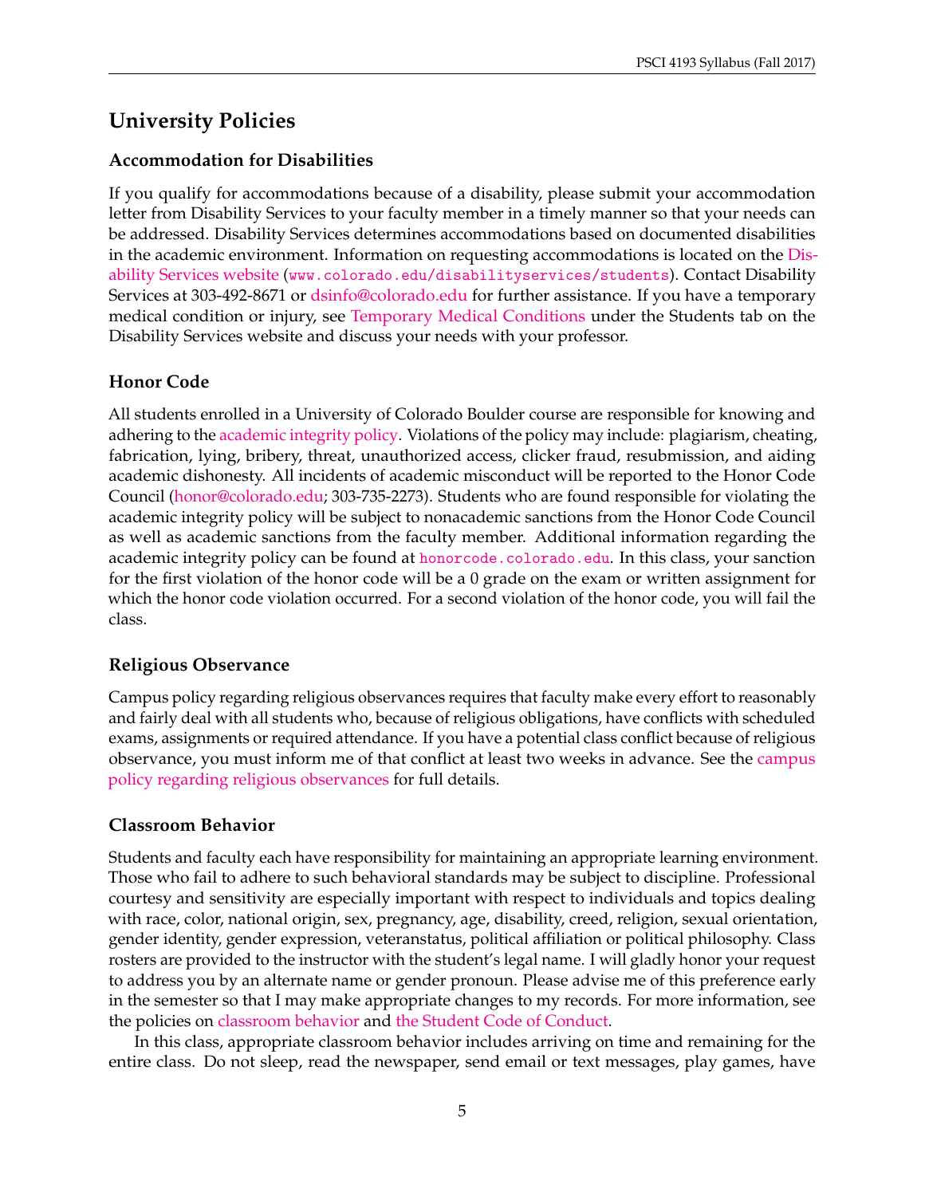# University Policies

## Accommodation for Disabilities

If you qualify for accommodations because of a disability, please submit your accommodation letter from Disability Services to your faculty member in a timely manner so that your needs can be addressed. Disability Services determines accommodations based on documented disabilities in the academic environment. Information on requesting accommodations is located on the Disability Services website (`www.colorado.edu/disabilityservices/students`). Contact Disability Services at 303-492-8671 or dsinfo@colorado.edu for further assistance. If you have a temporary medical condition or injury, see Temporary Medical Conditions under the Students tab on the Disability Services website and discuss your needs with your professor.

## Honor Code

All students enrolled in a University of Colorado Boulder course are responsible for knowing and adhering to the academic integrity policy. Violations of the policy may include: plagiarism, cheating, fabrication, lying, bribery, threat, unauthorized access, clicker fraud, resubmission, and aiding academic dishonesty. All incidents of academic misconduct will be reported to the Honor Code Council (honor@colorado.edu; 303-735-2273). Students who are found responsible for violating the academic integrity policy will be subject to nonacademic sanctions from the Honor Code Council as well as academic sanctions from the faculty member. Additional information regarding the academic integrity policy can be found at `honorcode.colorado.edu`. In this class, your sanction for the first violation of the honor code will be a 0 grade on the exam or written assignment for which the honor code violation occurred. For a second violation of the honor code, you will fail the class.

## Religious Observance

Campus policy regarding religious observances requires that faculty make every effort to reasonably and fairly deal with all students who, because of religious obligations, have conflicts with scheduled exams, assignments or required attendance. If you have a potential class conflict because of religious observance, you must inform me of that conflict at least two weeks in advance. See the campus policy regarding religious observances for full details.

## Classroom Behavior

Students and faculty each have responsibility for maintaining an appropriate learning environment. Those who fail to adhere to such behavioral standards may be subject to discipline. Professional courtesy and sensitivity are especially important with respect to individuals and topics dealing with race, color, national origin, sex, pregnancy, age, disability, creed, religion, sexual orientation, gender identity, gender expression, veteranstatus, political affiliation or political philosophy. Class rosters are provided to the instructor with the student's legal name. I will gladly honor your request to address you by an alternate name or gender pronoun. Please advise me of this preference early in the semester so that I may make appropriate changes to my records. For more information, see the policies on classroom behavior and the Student Code of Conduct.

In this class, appropriate classroom behavior includes arriving on time and remaining for the entire class. Do not sleep, read the newspaper, send email or text messages, play games, have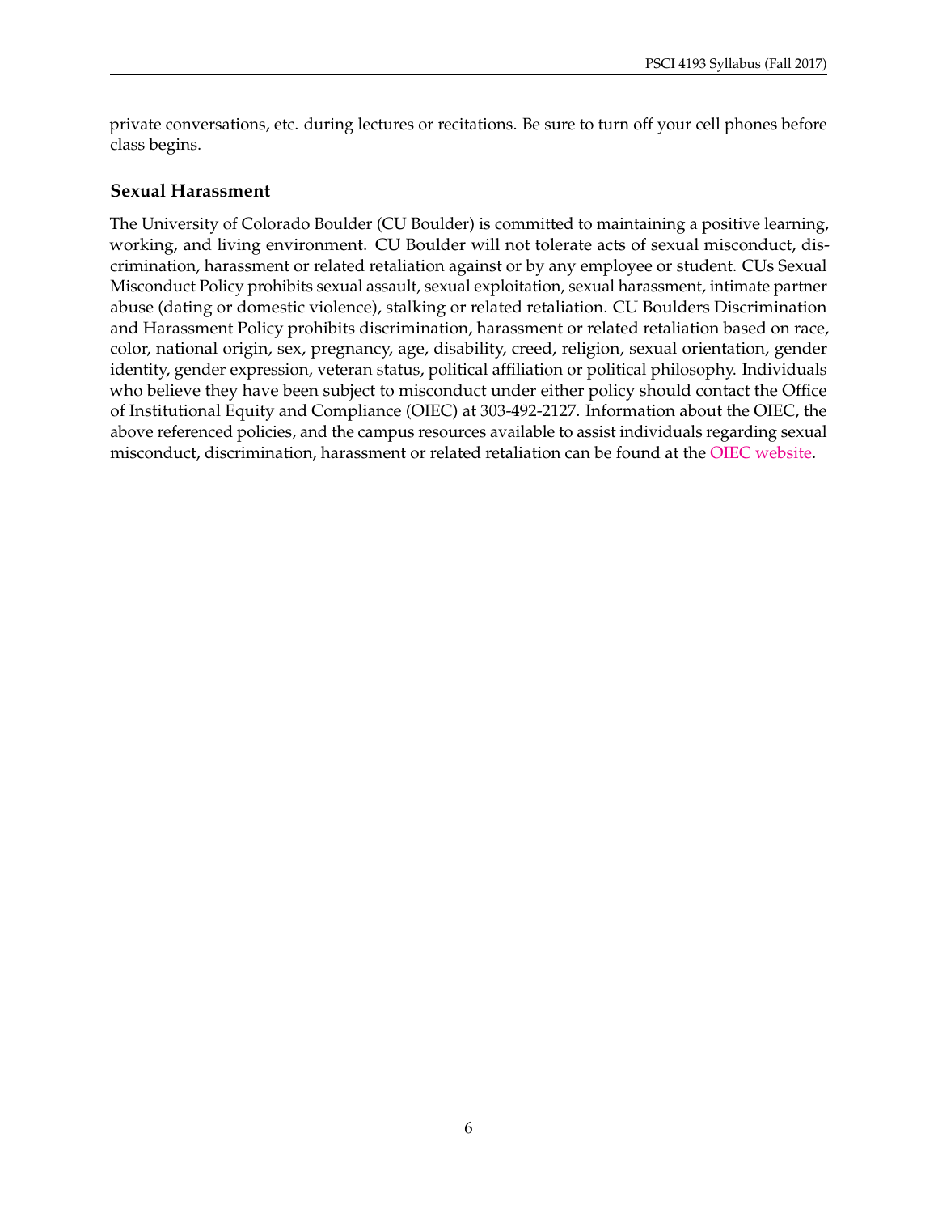private conversations, etc. during lectures or recitations. Be sure to turn off your cell phones before class begins.

### Sexual Harassment

The University of Colorado Boulder (CU Boulder) is committed to maintaining a positive learning, working, and living environment. CU Boulder will not tolerate acts of sexual misconduct, discrimination, harassment or related retaliation against or by any employee or student. CUs Sexual Misconduct Policy prohibits sexual assault, sexual exploitation, sexual harassment, intimate partner abuse (dating or domestic violence), stalking or related retaliation. CU Boulders Discrimination and Harassment Policy prohibits discrimination, harassment or related retaliation based on race, color, national origin, sex, pregnancy, age, disability, creed, religion, sexual orientation, gender identity, gender expression, veteran status, political affiliation or political philosophy. Individuals who believe they have been subject to misconduct under either policy should contact the Office of Institutional Equity and Compliance (OIEC) at 303-492-2127. Information about the OIEC, the above referenced policies, and the campus resources available to assist individuals regarding sexual misconduct, discrimination, harassment or related retaliation can be found at the OIEC website.